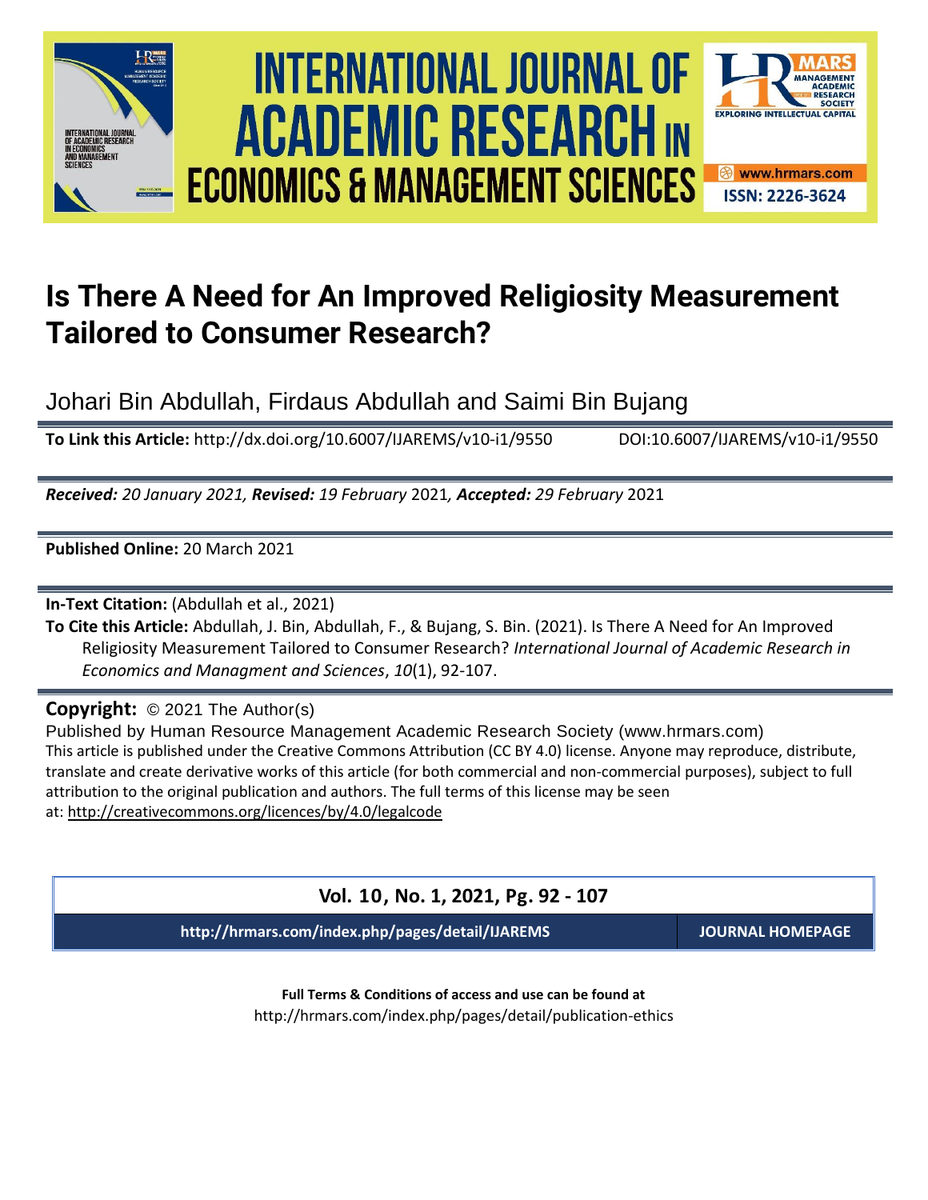# Is There A Need for An Improved Religiosity Measurement Tailored to Consumer Research?

Johari Bin Abdullah, Firdaus Abdullah and Saimi Bin Bujang

**To Link this Article:** http://dx.doi.org/10.6007/IJAREMS/v10-i1/9550 DOI:10.6007/IJAREMS/v10-i1/9550

***Received:*** *20 January 2021,* ***Revised:*** *19 February* 2021*,* ***Accepted:*** *29 February* 2021

**Published Online:** 20 March 2021

**In-Text Citation:** (Abdullah et al., 2021)

**To Cite this Article:** Abdullah, J. Bin, Abdullah, F., & Bujang, S. Bin. (2021). Is There A Need for An Improved Religiosity Measurement Tailored to Consumer Research? *International Journal of Academic Research in Economics and Managment and Sciences*, *10*(1), 92-107.

**Copyright:** © 2021 The Author(s)

Published by Human Resource Management Academic Research Society (www.hrmars.com)

This article is published under the Creative Commons Attribution (CC BY 4.0) license. Anyone may reproduce, distribute, translate and create derivative works of this article (for both commercial and non-commercial purposes), subject to full attribution to the original publication and authors. The full terms of this license may be seen at: http://creativecommons.org/licences/by/4.0/legalcode

**Vol. 10, No. 1, 2021, Pg. 92 - 107**

**http://hrmars.com/index.php/pages/detail/IJAREMS** **JOURNAL HOMEPAGE**

**Full Terms & Conditions of access and use can be found at**

http://hrmars.com/index.php/pages/detail/publication-ethics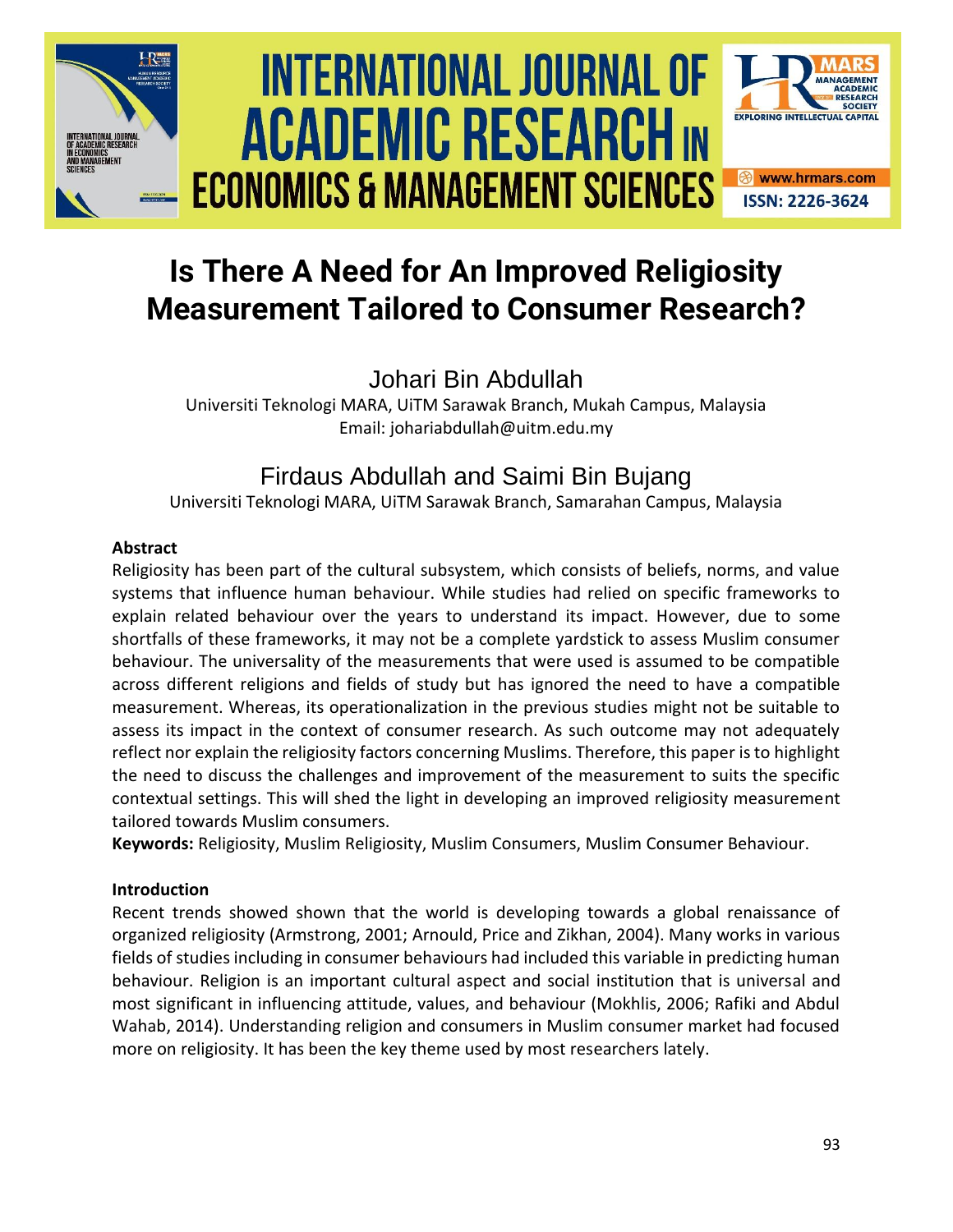# Is There A Need for An Improved Religiosity Measurement Tailored to Consumer Research?

## Johari Bin Abdullah

Universiti Teknologi MARA, UiTM Sarawak Branch, Mukah Campus, Malaysia
Email: johariabdullah@uitm.edu.my

## Firdaus Abdullah and Saimi Bin Bujang

Universiti Teknologi MARA, UiTM Sarawak Branch, Samarahan Campus, Malaysia

### Abstract

Religiosity has been part of the cultural subsystem, which consists of beliefs, norms, and value systems that influence human behaviour. While studies had relied on specific frameworks to explain related behaviour over the years to understand its impact. However, due to some shortfalls of these frameworks, it may not be a complete yardstick to assess Muslim consumer behaviour. The universality of the measurements that were used is assumed to be compatible across different religions and fields of study but has ignored the need to have a compatible measurement. Whereas, its operationalization in the previous studies might not be suitable to assess its impact in the context of consumer research. As such outcome may not adequately reflect nor explain the religiosity factors concerning Muslims. Therefore, this paper is to highlight the need to discuss the challenges and improvement of the measurement to suits the specific contextual settings. This will shed the light in developing an improved religiosity measurement tailored towards Muslim consumers.

**Keywords:** Religiosity, Muslim Religiosity, Muslim Consumers, Muslim Consumer Behaviour.

### Introduction

Recent trends showed shown that the world is developing towards a global renaissance of organized religiosity (Armstrong, 2001; Arnould, Price and Zikhan, 2004). Many works in various fields of studies including in consumer behaviours had included this variable in predicting human behaviour. Religion is an important cultural aspect and social institution that is universal and most significant in influencing attitude, values, and behaviour (Mokhlis, 2006; Rafiki and Abdul Wahab, 2014). Understanding religion and consumers in Muslim consumer market had focused more on religiosity. It has been the key theme used by most researchers lately.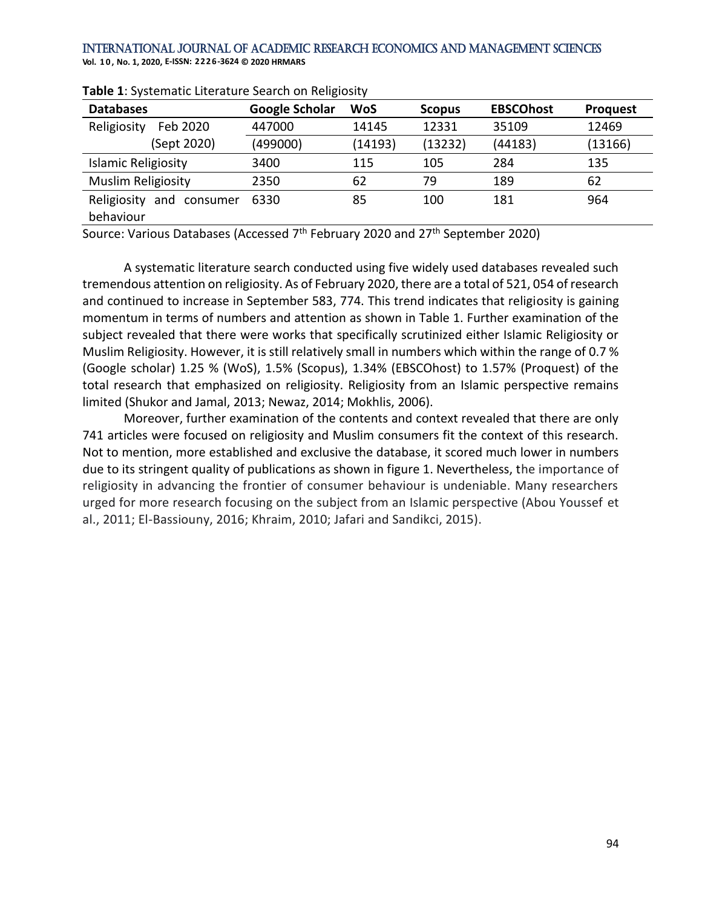**Table 1**: Systematic Literature Search on Religiosity

| Databases | Google Scholar | WoS | Scopus | EBSCOhost | Proquest |
|---|---|---|---|---|---|
| Religiosity Feb 2020 (Sept 2020) | 447000 (499000) | 14145 (14193) | 12331 (13232) | 35109 (44183) | 12469 (13166) |
| Islamic Religiosity | 3400 | 115 | 105 | 284 | 135 |
| Muslim Religiosity | 2350 | 62 | 79 | 189 | 62 |
| Religiosity and consumer behaviour | 6330 | 85 | 100 | 181 | 964 |

Source: Various Databases (Accessed 7th February 2020 and 27th September 2020)

A systematic literature search conducted using five widely used databases revealed such tremendous attention on religiosity. As of February 2020, there are a total of 521, 054 of research and continued to increase in September 583, 774. This trend indicates that religiosity is gaining momentum in terms of numbers and attention as shown in Table 1. Further examination of the subject revealed that there were works that specifically scrutinized either Islamic Religiosity or Muslim Religiosity. However, it is still relatively small in numbers which within the range of 0.7 % (Google scholar) 1.25 % (WoS), 1.5% (Scopus), 1.34% (EBSCOhost) to 1.57% (Proquest) of the total research that emphasized on religiosity. Religiosity from an Islamic perspective remains limited (Shukor and Jamal, 2013; Newaz, 2014; Mokhlis, 2006).

Moreover, further examination of the contents and context revealed that there are only 741 articles were focused on religiosity and Muslim consumers fit the context of this research. Not to mention, more established and exclusive the database, it scored much lower in numbers due to its stringent quality of publications as shown in figure 1. Nevertheless, the importance of religiosity in advancing the frontier of consumer behaviour is undeniable. Many researchers urged for more research focusing on the subject from an Islamic perspective (Abou Youssef et al., 2011; El-Bassiouny, 2016; Khraim, 2010; Jafari and Sandikci, 2015).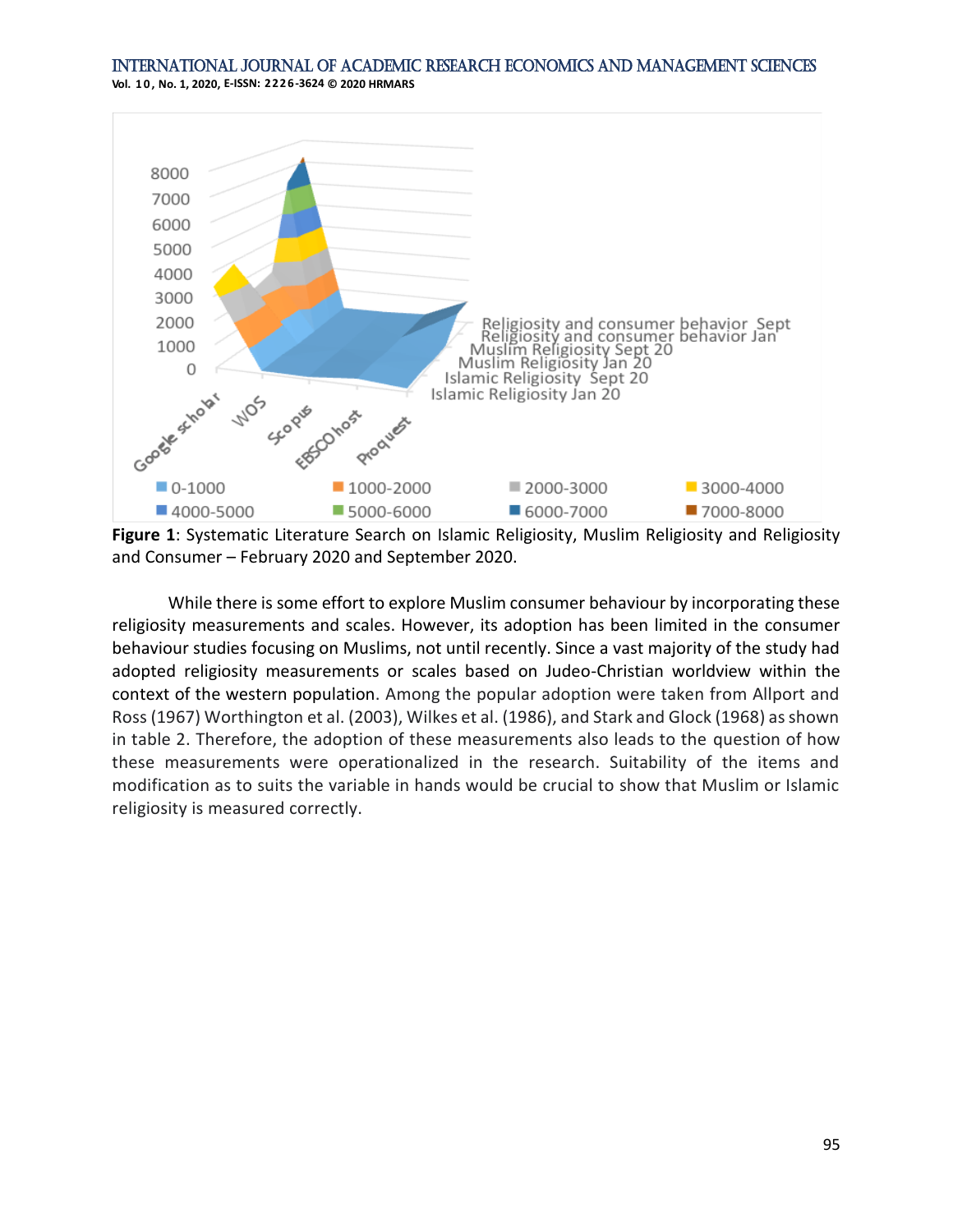**Figure 1**: Systematic Literature Search on Islamic Religiosity, Muslim Religiosity and Religiosity and Consumer – February 2020 and September 2020.

While there is some effort to explore Muslim consumer behaviour by incorporating these religiosity measurements and scales. However, its adoption has been limited in the consumer behaviour studies focusing on Muslims, not until recently. Since a vast majority of the study had adopted religiosity measurements or scales based on Judeo-Christian worldview within the context of the western population. Among the popular adoption were taken from Allport and Ross (1967) Worthington et al. (2003), Wilkes et al. (1986), and Stark and Glock (1968) as shown in table 2. Therefore, the adoption of these measurements also leads to the question of how these measurements were operationalized in the research. Suitability of the items and modification as to suits the variable in hands would be crucial to show that Muslim or Islamic religiosity is measured correctly.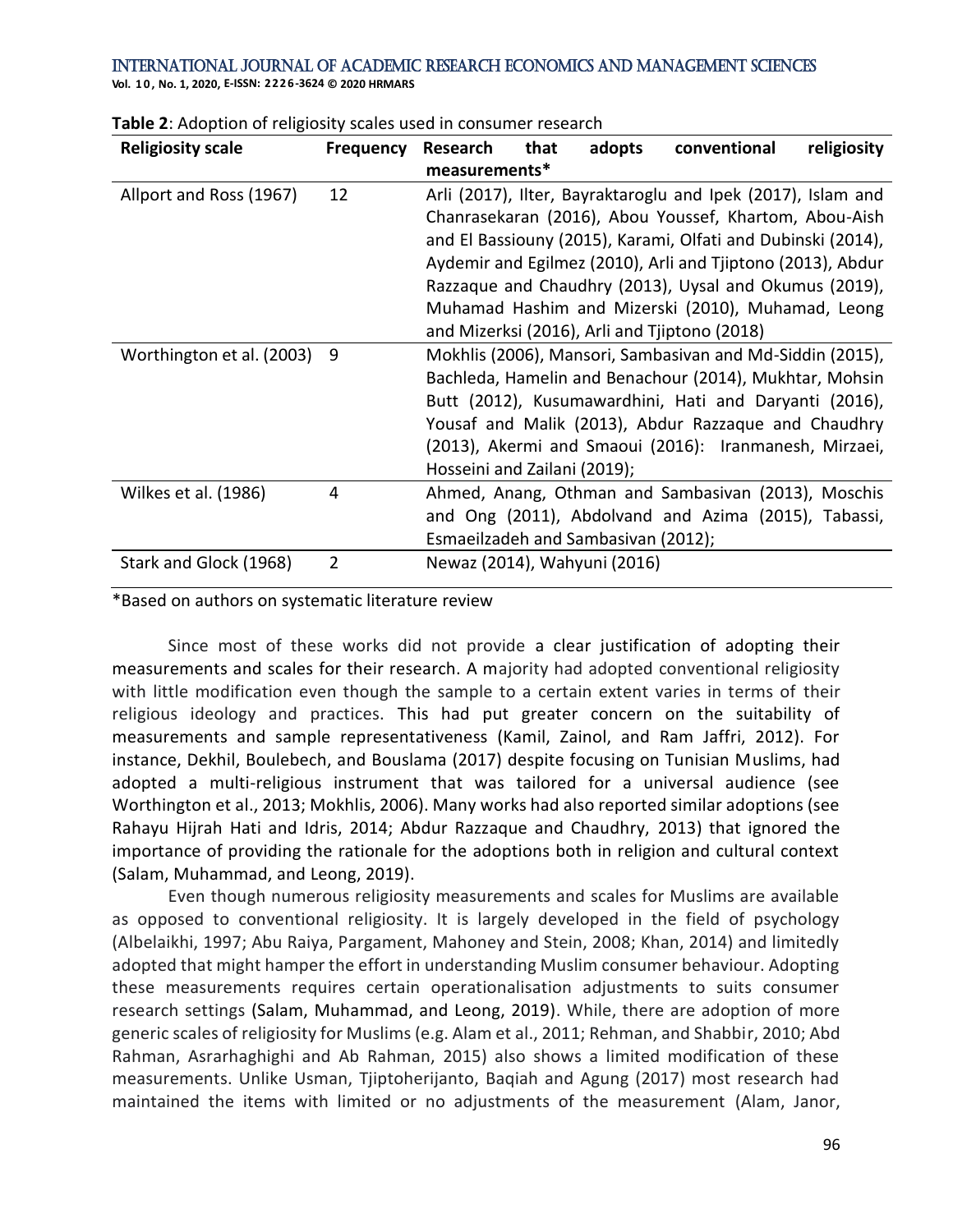**Table 2**: Adoption of religiosity scales used in consumer research

| Religiosity scale | Frequency | Research that adopts conventional religiosity measurements* |
|---|---|---|
| Allport and Ross (1967) | 12 | Arli (2017), Ilter, Bayraktaroglu and Ipek (2017), Islam and Chanrasekaran (2016), Abou Youssef, Khartom, Abou-Aish and El Bassiouny (2015), Karami, Olfati and Dubinski (2014), Aydemir and Egilmez (2010), Arli and Tjiptono (2013), Abdur Razzaque and Chaudhry (2013), Uysal and Okumus (2019), Muhamad Hashim and Mizerski (2010), Muhamad, Leong and Mizerksi (2016), Arli and Tjiptono (2018) |
| Worthington et al. (2003) | 9 | Mokhlis (2006), Mansori, Sambasivan and Md-Siddin (2015), Bachleda, Hamelin and Benachour (2014), Mukhtar, Mohsin Butt (2012), Kusumawardhini, Hati and Daryanti (2016), Yousaf and Malik (2013), Abdur Razzaque and Chaudhry (2013), Akermi and Smaoui (2016): Iranmanesh, Mirzaei, Hosseini and Zailani (2019); |
| Wilkes et al. (1986) | 4 | Ahmed, Anang, Othman and Sambasivan (2013), Moschis and Ong (2011), Abdolvand and Azima (2015), Tabassi, Esmaeilzadeh and Sambasivan (2012); |
| Stark and Glock (1968) | 2 | Newaz (2014), Wahyuni (2016) |

*Based on authors on systematic literature review

Since most of these works did not provide a clear justification of adopting their measurements and scales for their research. A majority had adopted conventional religiosity with little modification even though the sample to a certain extent varies in terms of their religious ideology and practices. This had put greater concern on the suitability of measurements and sample representativeness (Kamil, Zainol, and Ram Jaffri, 2012). For instance, Dekhil, Boulebech, and Bouslama (2017) despite focusing on Tunisian Muslims, had adopted a multi-religious instrument that was tailored for a universal audience (see Worthington et al., 2013; Mokhlis, 2006). Many works had also reported similar adoptions (see Rahayu Hijrah Hati and Idris, 2014; Abdur Razzaque and Chaudhry, 2013) that ignored the importance of providing the rationale for the adoptions both in religion and cultural context (Salam, Muhammad, and Leong, 2019).

Even though numerous religiosity measurements and scales for Muslims are available as opposed to conventional religiosity. It is largely developed in the field of psychology (Albelaikhi, 1997; Abu Raiya, Pargament, Mahoney and Stein, 2008; Khan, 2014) and limitedly adopted that might hamper the effort in understanding Muslim consumer behaviour. Adopting these measurements requires certain operationalisation adjustments to suits consumer research settings (Salam, Muhammad, and Leong, 2019). While, there are adoption of more generic scales of religiosity for Muslims (e.g. Alam et al., 2011; Rehman, and Shabbir, 2010; Abd Rahman, Asrarhaghighi and Ab Rahman, 2015) also shows a limited modification of these measurements. Unlike Usman, Tjiptoherijanto, Baqiah and Agung (2017) most research had maintained the items with limited or no adjustments of the measurement (Alam, Janor,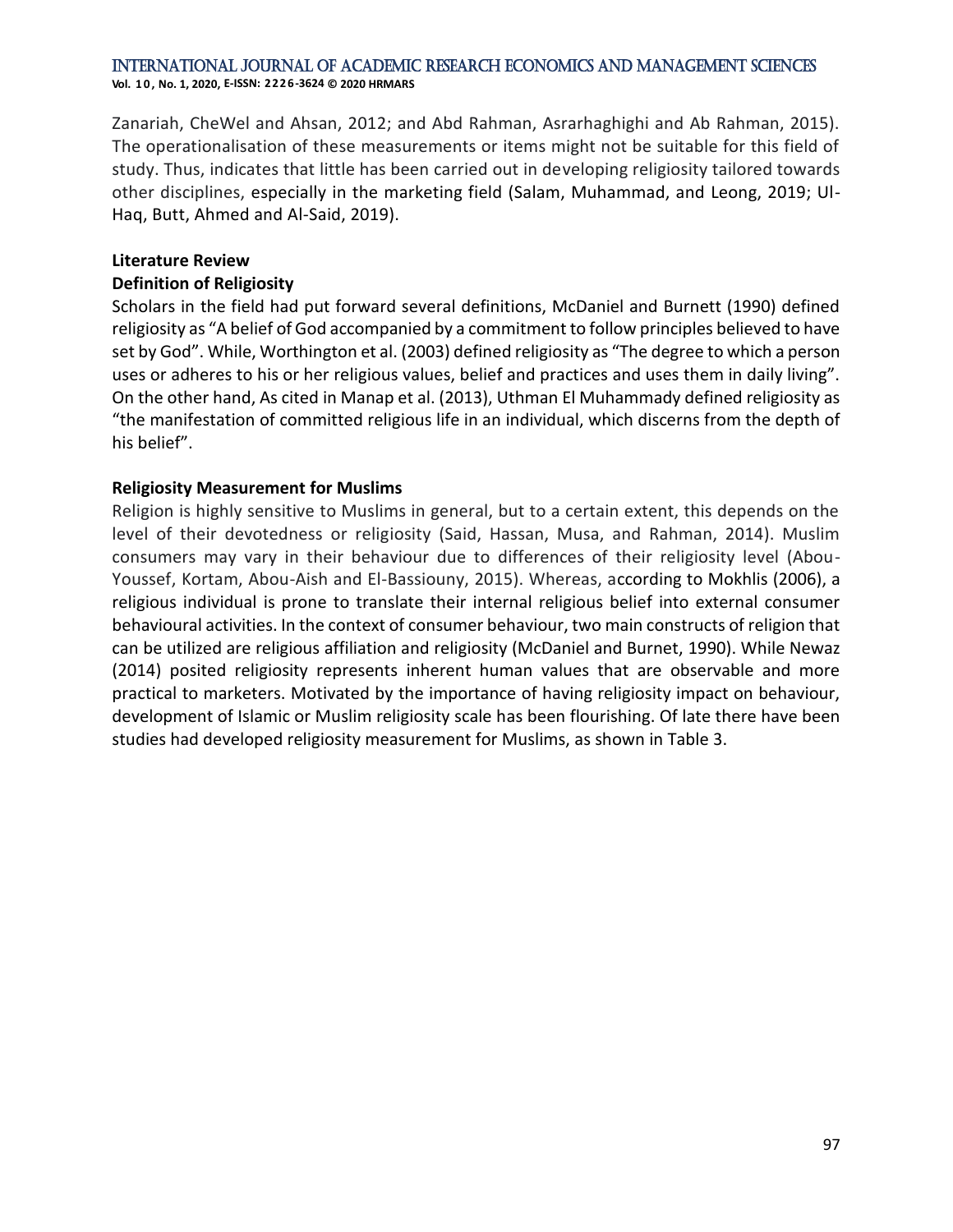Zanariah, CheWel and Ahsan, 2012; and Abd Rahman, Asrarhaghighi and Ab Rahman, 2015). The operationalisation of these measurements or items might not be suitable for this field of study. Thus, indicates that little has been carried out in developing religiosity tailored towards other disciplines, especially in the marketing field (Salam, Muhammad, and Leong, 2019; Ul-Haq, Butt, Ahmed and Al-Said, 2019).

## Literature Review

### Definition of Religiosity

Scholars in the field had put forward several definitions, McDaniel and Burnett (1990) defined religiosity as "A belief of God accompanied by a commitment to follow principles believed to have set by God". While, Worthington et al. (2003) defined religiosity as "The degree to which a person uses or adheres to his or her religious values, belief and practices and uses them in daily living". On the other hand, As cited in Manap et al. (2013), Uthman El Muhammady defined religiosity as "the manifestation of committed religious life in an individual, which discerns from the depth of his belief".

### Religiosity Measurement for Muslims

Religion is highly sensitive to Muslims in general, but to a certain extent, this depends on the level of their devotedness or religiosity (Said, Hassan, Musa, and Rahman, 2014). Muslim consumers may vary in their behaviour due to differences of their religiosity level (Abou-Youssef, Kortam, Abou-Aish and El-Bassiouny, 2015). Whereas, according to Mokhlis (2006), a religious individual is prone to translate their internal religious belief into external consumer behavioural activities. In the context of consumer behaviour, two main constructs of religion that can be utilized are religious affiliation and religiosity (McDaniel and Burnet, 1990). While Newaz (2014) posited religiosity represents inherent human values that are observable and more practical to marketers. Motivated by the importance of having religiosity impact on behaviour, development of Islamic or Muslim religiosity scale has been flourishing. Of late there have been studies had developed religiosity measurement for Muslims, as shown in Table 3.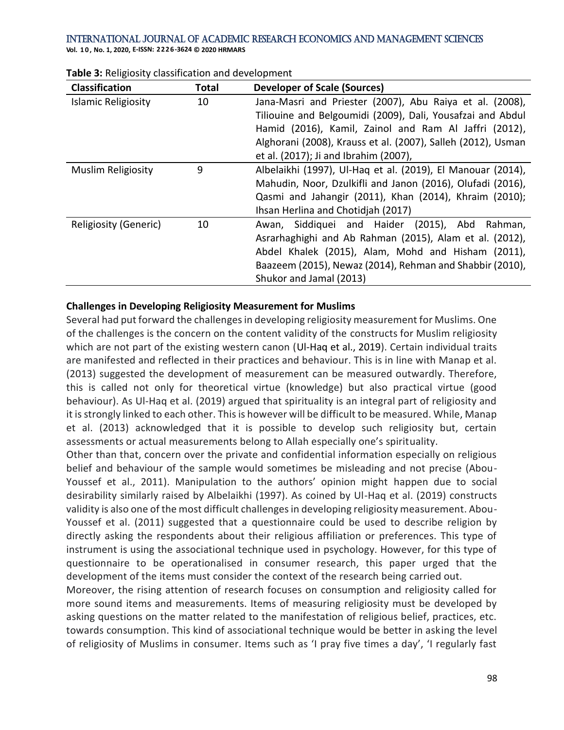**Table 3:** Religiosity classification and development

| Classification | Total | Developer of Scale (Sources) |
|---|---|---|
| Islamic Religiosity | 10 | Jana-Masri and Priester (2007), Abu Raiya et al. (2008), Tiliouine and Belgoumidi (2009), Dali, Yousafzai and Abdul Hamid (2016), Kamil, Zainol and Ram Al Jaffri (2012), Alghorani (2008), Krauss et al. (2007), Salleh (2012), Usman et al. (2017); Ji and Ibrahim (2007), |
| Muslim Religiosity | 9 | Albelaikhi (1997), Ul-Haq et al. (2019), El Manouar (2014), Mahudin, Noor, Dzulkifli and Janon (2016), Olufadi (2016), Qasmi and Jahangir (2011), Khan (2014), Khraim (2010); Ihsan Herlina and Chotidjah (2017) |
| Religiosity (Generic) | 10 | Awan, Siddiquei and Haider (2015), Abd Rahman, Asrarhaghighi and Ab Rahman (2015), Alam et al. (2012), Abdel Khalek (2015), Alam, Mohd and Hisham (2011), Baazeem (2015), Newaz (2014), Rehman and Shabbir (2010), Shukor and Jamal (2013) |

**Challenges in Developing Religiosity Measurement for Muslims**

Several had put forward the challenges in developing religiosity measurement for Muslims. One of the challenges is the concern on the content validity of the constructs for Muslim religiosity which are not part of the existing western canon (Ul-Haq et al., 2019). Certain individual traits are manifested and reflected in their practices and behaviour. This is in line with Manap et al. (2013) suggested the development of measurement can be measured outwardly. Therefore, this is called not only for theoretical virtue (knowledge) but also practical virtue (good behaviour). As Ul-Haq et al. (2019) argued that spirituality is an integral part of religiosity and it is strongly linked to each other. This is however will be difficult to be measured. While, Manap et al. (2013) acknowledged that it is possible to develop such religiosity but, certain assessments or actual measurements belong to Allah especially one's spirituality.

Other than that, concern over the private and confidential information especially on religious belief and behaviour of the sample would sometimes be misleading and not precise (Abou-Youssef et al., 2011). Manipulation to the authors' opinion might happen due to social desirability similarly raised by Albelaikhi (1997). As coined by Ul-Haq et al. (2019) constructs validity is also one of the most difficult challenges in developing religiosity measurement. Abou-Youssef et al. (2011) suggested that a questionnaire could be used to describe religion by directly asking the respondents about their religious affiliation or preferences. This type of instrument is using the associational technique used in psychology. However, for this type of questionnaire to be operationalised in consumer research, this paper urged that the development of the items must consider the context of the research being carried out.

Moreover, the rising attention of research focuses on consumption and religiosity called for more sound items and measurements. Items of measuring religiosity must be developed by asking questions on the matter related to the manifestation of religious belief, practices, etc. towards consumption. This kind of associational technique would be better in asking the level of religiosity of Muslims in consumer. Items such as 'I pray five times a day', 'I regularly fast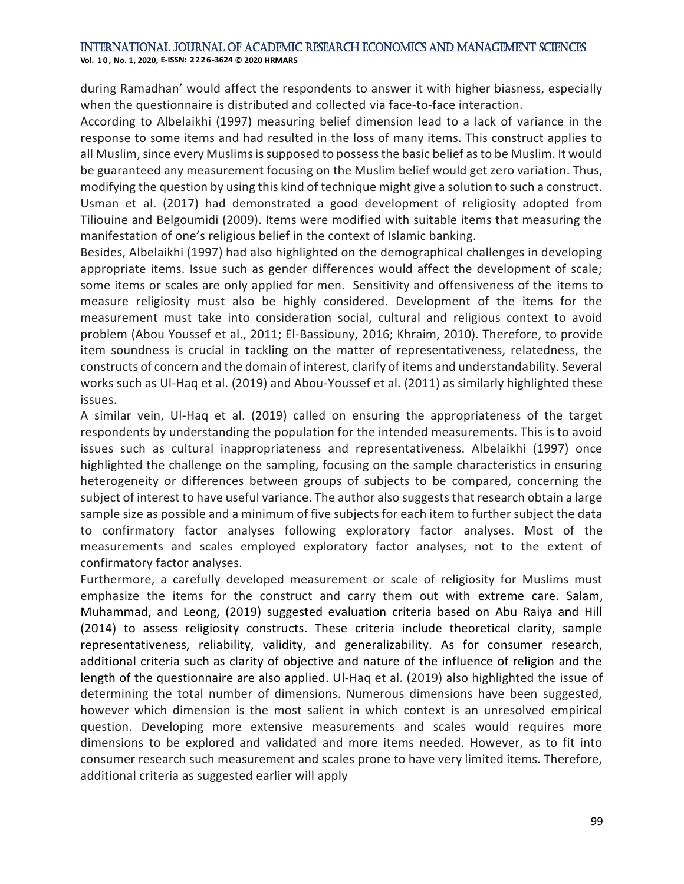during Ramadhan' would affect the respondents to answer it with higher biasness, especially when the questionnaire is distributed and collected via face-to-face interaction.

According to Albelaikhi (1997) measuring belief dimension lead to a lack of variance in the response to some items and had resulted in the loss of many items. This construct applies to all Muslim, since every Muslims is supposed to possess the basic belief as to be Muslim. It would be guaranteed any measurement focusing on the Muslim belief would get zero variation. Thus, modifying the question by using this kind of technique might give a solution to such a construct. Usman et al. (2017) had demonstrated a good development of religiosity adopted from Tiliouine and Belgoumidi (2009). Items were modified with suitable items that measuring the manifestation of one's religious belief in the context of Islamic banking.

Besides, Albelaikhi (1997) had also highlighted on the demographical challenges in developing appropriate items. Issue such as gender differences would affect the development of scale; some items or scales are only applied for men. Sensitivity and offensiveness of the items to measure religiosity must also be highly considered. Development of the items for the measurement must take into consideration social, cultural and religious context to avoid problem (Abou Youssef et al., 2011; El-Bassiouny, 2016; Khraim, 2010). Therefore, to provide item soundness is crucial in tackling on the matter of representativeness, relatedness, the constructs of concern and the domain of interest, clarify of items and understandability. Several works such as Ul-Haq et al. (2019) and Abou-Youssef et al. (2011) as similarly highlighted these issues.

A similar vein, Ul-Haq et al. (2019) called on ensuring the appropriateness of the target respondents by understanding the population for the intended measurements. This is to avoid issues such as cultural inappropriateness and representativeness. Albelaikhi (1997) once highlighted the challenge on the sampling, focusing on the sample characteristics in ensuring heterogeneity or differences between groups of subjects to be compared, concerning the subject of interest to have useful variance. The author also suggests that research obtain a large sample size as possible and a minimum of five subjects for each item to further subject the data to confirmatory factor analyses following exploratory factor analyses. Most of the measurements and scales employed exploratory factor analyses, not to the extent of confirmatory factor analyses.

Furthermore, a carefully developed measurement or scale of religiosity for Muslims must emphasize the items for the construct and carry them out with extreme care. Salam, Muhammad, and Leong, (2019) suggested evaluation criteria based on Abu Raiya and Hill (2014) to assess religiosity constructs. These criteria include theoretical clarity, sample representativeness, reliability, validity, and generalizability. As for consumer research, additional criteria such as clarity of objective and nature of the influence of religion and the length of the questionnaire are also applied. Ul-Haq et al. (2019) also highlighted the issue of determining the total number of dimensions. Numerous dimensions have been suggested, however which dimension is the most salient in which context is an unresolved empirical question. Developing more extensive measurements and scales would requires more dimensions to be explored and validated and more items needed. However, as to fit into consumer research such measurement and scales prone to have very limited items. Therefore, additional criteria as suggested earlier will apply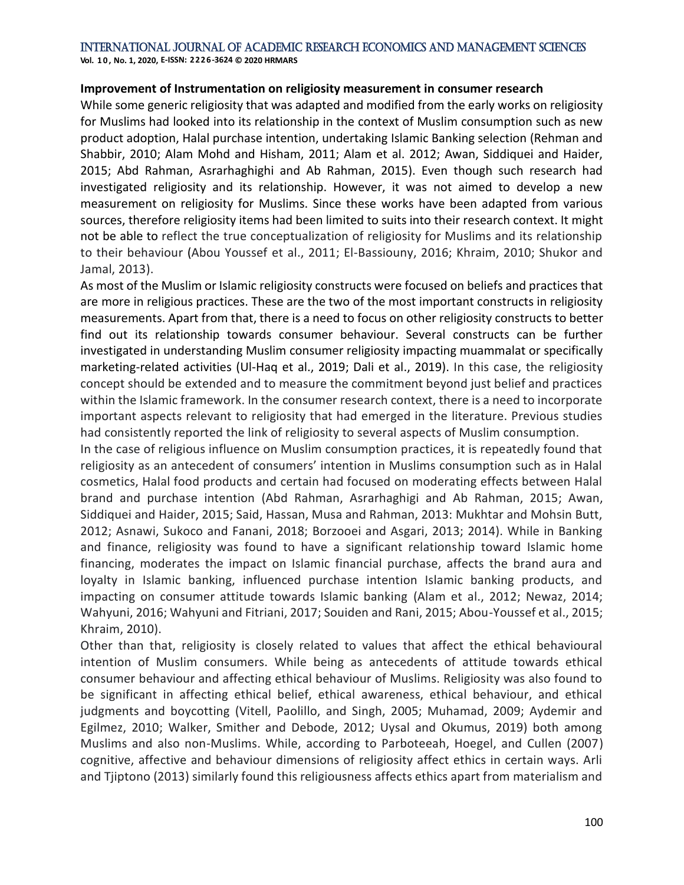**Improvement of Instrumentation on religiosity measurement in consumer research**

While some generic religiosity that was adapted and modified from the early works on religiosity for Muslims had looked into its relationship in the context of Muslim consumption such as new product adoption, Halal purchase intention, undertaking Islamic Banking selection (Rehman and Shabbir, 2010; Alam Mohd and Hisham, 2011; Alam et al. 2012; Awan, Siddiquei and Haider, 2015; Abd Rahman, Asrarhaghighi and Ab Rahman, 2015). Even though such research had investigated religiosity and its relationship. However, it was not aimed to develop a new measurement on religiosity for Muslims. Since these works have been adapted from various sources, therefore religiosity items had been limited to suits into their research context. It might not be able to reflect the true conceptualization of religiosity for Muslims and its relationship to their behaviour (Abou Youssef et al., 2011; El-Bassiouny, 2016; Khraim, 2010; Shukor and Jamal, 2013).

As most of the Muslim or Islamic religiosity constructs were focused on beliefs and practices that are more in religious practices. These are the two of the most important constructs in religiosity measurements. Apart from that, there is a need to focus on other religiosity constructs to better find out its relationship towards consumer behaviour. Several constructs can be further investigated in understanding Muslim consumer religiosity impacting muammalat or specifically marketing-related activities (Ul-Haq et al., 2019; Dali et al., 2019). In this case, the religiosity concept should be extended and to measure the commitment beyond just belief and practices within the Islamic framework. In the consumer research context, there is a need to incorporate important aspects relevant to religiosity that had emerged in the literature. Previous studies had consistently reported the link of religiosity to several aspects of Muslim consumption.

In the case of religious influence on Muslim consumption practices, it is repeatedly found that religiosity as an antecedent of consumers' intention in Muslims consumption such as in Halal cosmetics, Halal food products and certain had focused on moderating effects between Halal brand and purchase intention (Abd Rahman, Asrarhaghigi and Ab Rahman, 2015; Awan, Siddiquei and Haider, 2015; Said, Hassan, Musa and Rahman, 2013: Mukhtar and Mohsin Butt, 2012; Asnawi, Sukoco and Fanani, 2018; Borzooei and Asgari, 2013; 2014). While in Banking and finance, religiosity was found to have a significant relationship toward Islamic home financing, moderates the impact on Islamic financial purchase, affects the brand aura and loyalty in Islamic banking, influenced purchase intention Islamic banking products, and impacting on consumer attitude towards Islamic banking (Alam et al., 2012; Newaz, 2014; Wahyuni, 2016; Wahyuni and Fitriani, 2017; Souiden and Rani, 2015; Abou-Youssef et al., 2015; Khraim, 2010).

Other than that, religiosity is closely related to values that affect the ethical behavioural intention of Muslim consumers. While being as antecedents of attitude towards ethical consumer behaviour and affecting ethical behaviour of Muslims. Religiosity was also found to be significant in affecting ethical belief, ethical awareness, ethical behaviour, and ethical judgments and boycotting (Vitell, Paolillo, and Singh, 2005; Muhamad, 2009; Aydemir and Egilmez, 2010; Walker, Smither and Debode, 2012; Uysal and Okumus, 2019) both among Muslims and also non-Muslims. While, according to Parboteeah, Hoegel, and Cullen (2007) cognitive, affective and behaviour dimensions of religiosity affect ethics in certain ways. Arli and Tjiptono (2013) similarly found this religiousness affects ethics apart from materialism and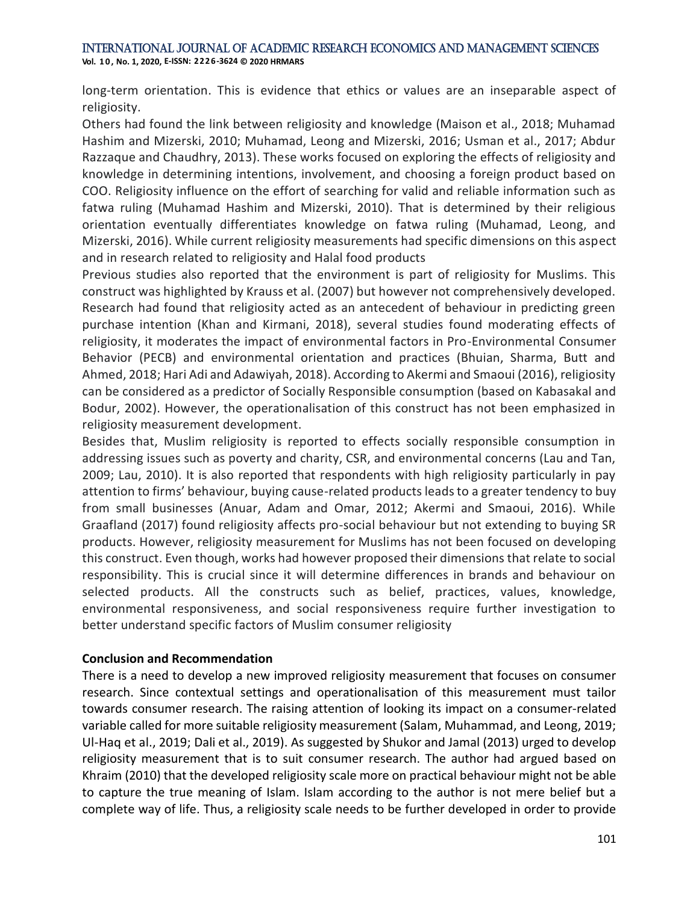long-term orientation. This is evidence that ethics or values are an inseparable aspect of religiosity.

Others had found the link between religiosity and knowledge (Maison et al., 2018; Muhamad Hashim and Mizerski, 2010; Muhamad, Leong and Mizerski, 2016; Usman et al., 2017; Abdur Razzaque and Chaudhry, 2013). These works focused on exploring the effects of religiosity and knowledge in determining intentions, involvement, and choosing a foreign product based on COO. Religiosity influence on the effort of searching for valid and reliable information such as fatwa ruling (Muhamad Hashim and Mizerski, 2010). That is determined by their religious orientation eventually differentiates knowledge on fatwa ruling (Muhamad, Leong, and Mizerski, 2016). While current religiosity measurements had specific dimensions on this aspect and in research related to religiosity and Halal food products

Previous studies also reported that the environment is part of religiosity for Muslims. This construct was highlighted by Krauss et al. (2007) but however not comprehensively developed. Research had found that religiosity acted as an antecedent of behaviour in predicting green purchase intention (Khan and Kirmani, 2018), several studies found moderating effects of religiosity, it moderates the impact of environmental factors in Pro-Environmental Consumer Behavior (PECB) and environmental orientation and practices (Bhuian, Sharma, Butt and Ahmed, 2018; Hari Adi and Adawiyah, 2018). According to Akermi and Smaoui (2016), religiosity can be considered as a predictor of Socially Responsible consumption (based on Kabasakal and Bodur, 2002). However, the operationalisation of this construct has not been emphasized in religiosity measurement development.

Besides that, Muslim religiosity is reported to effects socially responsible consumption in addressing issues such as poverty and charity, CSR, and environmental concerns (Lau and Tan, 2009; Lau, 2010). It is also reported that respondents with high religiosity particularly in pay attention to firms' behaviour, buying cause-related products leads to a greater tendency to buy from small businesses (Anuar, Adam and Omar, 2012; Akermi and Smaoui, 2016). While Graafland (2017) found religiosity affects pro-social behaviour but not extending to buying SR products. However, religiosity measurement for Muslims has not been focused on developing this construct. Even though, works had however proposed their dimensions that relate to social responsibility. This is crucial since it will determine differences in brands and behaviour on selected products. All the constructs such as belief, practices, values, knowledge, environmental responsiveness, and social responsiveness require further investigation to better understand specific factors of Muslim consumer religiosity

**Conclusion and Recommendation**

There is a need to develop a new improved religiosity measurement that focuses on consumer research. Since contextual settings and operationalisation of this measurement must tailor towards consumer research. The raising attention of looking its impact on a consumer-related variable called for more suitable religiosity measurement (Salam, Muhammad, and Leong, 2019; Ul-Haq et al., 2019; Dali et al., 2019). As suggested by Shukor and Jamal (2013) urged to develop religiosity measurement that is to suit consumer research. The author had argued based on Khraim (2010) that the developed religiosity scale more on practical behaviour might not be able to capture the true meaning of Islam. Islam according to the author is not mere belief but a complete way of life. Thus, a religiosity scale needs to be further developed in order to provide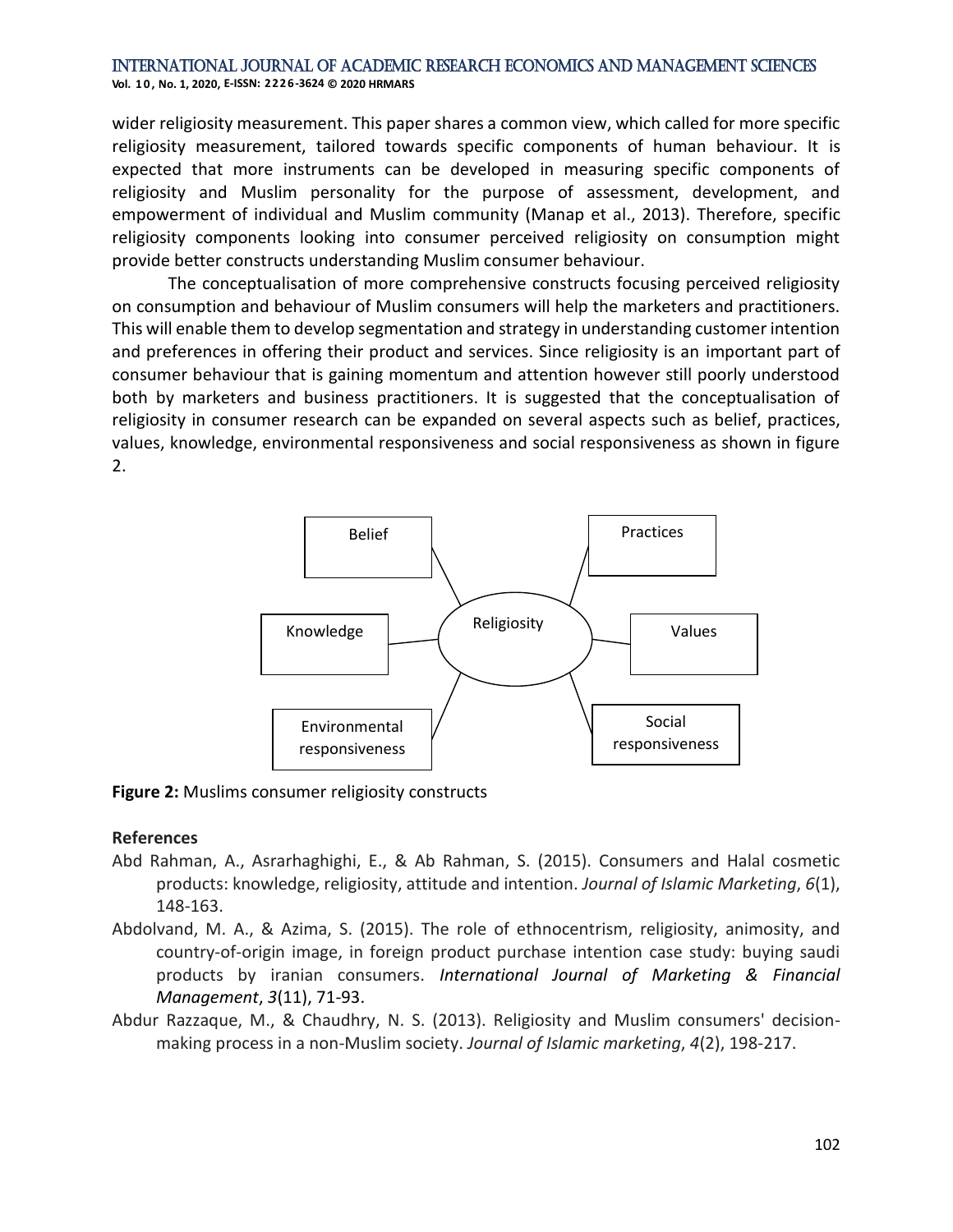wider religiosity measurement. This paper shares a common view, which called for more specific religiosity measurement, tailored towards specific components of human behaviour. It is expected that more instruments can be developed in measuring specific components of religiosity and Muslim personality for the purpose of assessment, development, and empowerment of individual and Muslim community (Manap et al., 2013). Therefore, specific religiosity components looking into consumer perceived religiosity on consumption might provide better constructs understanding Muslim consumer behaviour.

The conceptualisation of more comprehensive constructs focusing perceived religiosity on consumption and behaviour of Muslim consumers will help the marketers and practitioners. This will enable them to develop segmentation and strategy in understanding customer intention and preferences in offering their product and services. Since religiosity is an important part of consumer behaviour that is gaining momentum and attention however still poorly understood both by marketers and business practitioners. It is suggested that the conceptualisation of religiosity in consumer research can be expanded on several aspects such as belief, practices, values, knowledge, environmental responsiveness and social responsiveness as shown in figure 2.

Belief | Practices | Knowledge | Religiosity | Values | Environmental responsiveness | Social responsiveness

**Figure 2:** Muslims consumer religiosity constructs

## References

Abd Rahman, A., Asrarhaghighi, E., & Ab Rahman, S. (2015). Consumers and Halal cosmetic products: knowledge, religiosity, attitude and intention. *Journal of Islamic Marketing*, *6*(1), 148-163.

Abdolvand, M. A., & Azima, S. (2015). The role of ethnocentrism, religiosity, animosity, and country-of-origin image, in foreign product purchase intention case study: buying saudi products by iranian consumers. *International Journal of Marketing & Financial Management*, *3*(11), 71-93.

Abdur Razzaque, M., & Chaudhry, N. S. (2013). Religiosity and Muslim consumers' decision-making process in a non-Muslim society. *Journal of Islamic marketing*, *4*(2), 198-217.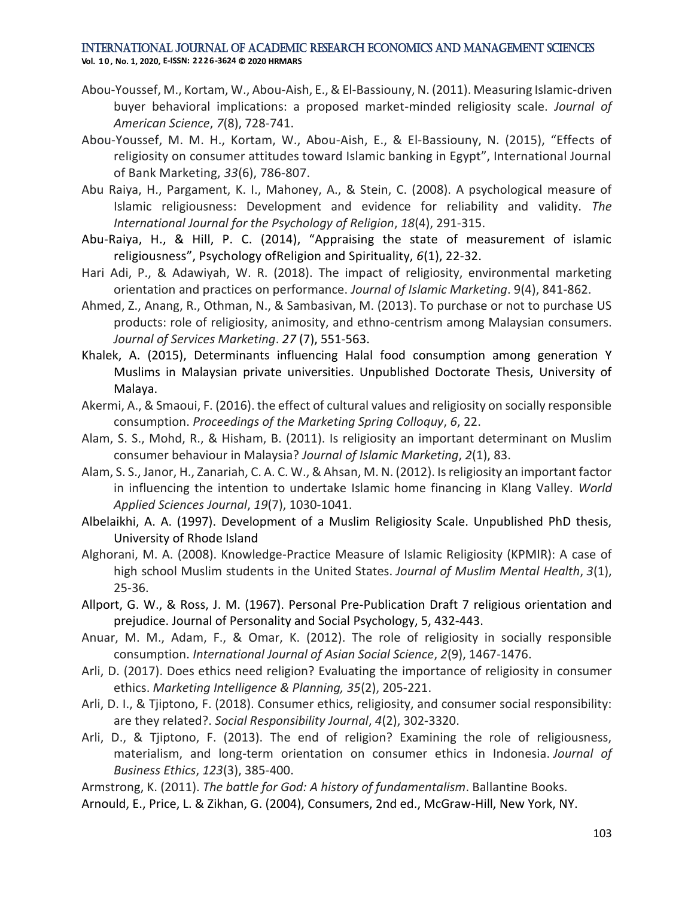Abou-Youssef, M., Kortam, W., Abou-Aish, E., & El-Bassiouny, N. (2011). Measuring Islamic-driven buyer behavioral implications: a proposed market-minded religiosity scale. *Journal of American Science*, *7*(8), 728-741.

Abou-Youssef, M. M. H., Kortam, W., Abou-Aish, E., & El-Bassiouny, N. (2015), "Effects of religiosity on consumer attitudes toward Islamic banking in Egypt", International Journal of Bank Marketing, *33*(6), 786-807.

Abu Raiya, H., Pargament, K. I., Mahoney, A., & Stein, C. (2008). A psychological measure of Islamic religiousness: Development and evidence for reliability and validity. *The International Journal for the Psychology of Religion*, *18*(4), 291-315.

Abu-Raiya, H., & Hill, P. C. (2014), "Appraising the state of measurement of islamic religiousness", Psychology ofReligion and Spirituality, *6*(1), 22-32.

Hari Adi, P., & Adawiyah, W. R. (2018). The impact of religiosity, environmental marketing orientation and practices on performance. *Journal of Islamic Marketing*. 9(4), 841-862.

Ahmed, Z., Anang, R., Othman, N., & Sambasivan, M. (2013). To purchase or not to purchase US products: role of religiosity, animosity, and ethno-centrism among Malaysian consumers. *Journal of Services Marketing*. *27* (7), 551-563.

Khalek, A. (2015), Determinants influencing Halal food consumption among generation Y Muslims in Malaysian private universities. Unpublished Doctorate Thesis, University of Malaya.

Akermi, A., & Smaoui, F. (2016). the effect of cultural values and religiosity on socially responsible consumption. *Proceedings of the Marketing Spring Colloquy*, *6*, 22.

Alam, S. S., Mohd, R., & Hisham, B. (2011). Is religiosity an important determinant on Muslim consumer behaviour in Malaysia? *Journal of Islamic Marketing*, *2*(1), 83.

Alam, S. S., Janor, H., Zanariah, C. A. C. W., & Ahsan, M. N. (2012). Is religiosity an important factor in influencing the intention to undertake Islamic home financing in Klang Valley. *World Applied Sciences Journal*, *19*(7), 1030-1041.

Albelaikhi, A. A. (1997). Development of a Muslim Religiosity Scale. Unpublished PhD thesis, University of Rhode Island

Alghorani, M. A. (2008). Knowledge-Practice Measure of Islamic Religiosity (KPMIR): A case of high school Muslim students in the United States. *Journal of Muslim Mental Health*, *3*(1), 25-36.

Allport, G. W., & Ross, J. M. (1967). Personal Pre-Publication Draft 7 religious orientation and prejudice. Journal of Personality and Social Psychology, 5, 432-443.

Anuar, M. M., Adam, F., & Omar, K. (2012). The role of religiosity in socially responsible consumption. *International Journal of Asian Social Science*, *2*(9), 1467-1476.

Arli, D. (2017). Does ethics need religion? Evaluating the importance of religiosity in consumer ethics. *Marketing Intelligence & Planning, 35*(2), 205-221.

Arli, D. I., & Tjiptono, F. (2018). Consumer ethics, religiosity, and consumer social responsibility: are they related?. *Social Responsibility Journal*, *4*(2), 302-3320.

Arli, D., & Tjiptono, F. (2013). The end of religion? Examining the role of religiousness, materialism, and long-term orientation on consumer ethics in Indonesia. *Journal of Business Ethics*, *123*(3), 385-400.

Armstrong, K. (2011). *The battle for God: A history of fundamentalism*. Ballantine Books.

Arnould, E., Price, L. & Zikhan, G. (2004), Consumers, 2nd ed., McGraw-Hill, New York, NY.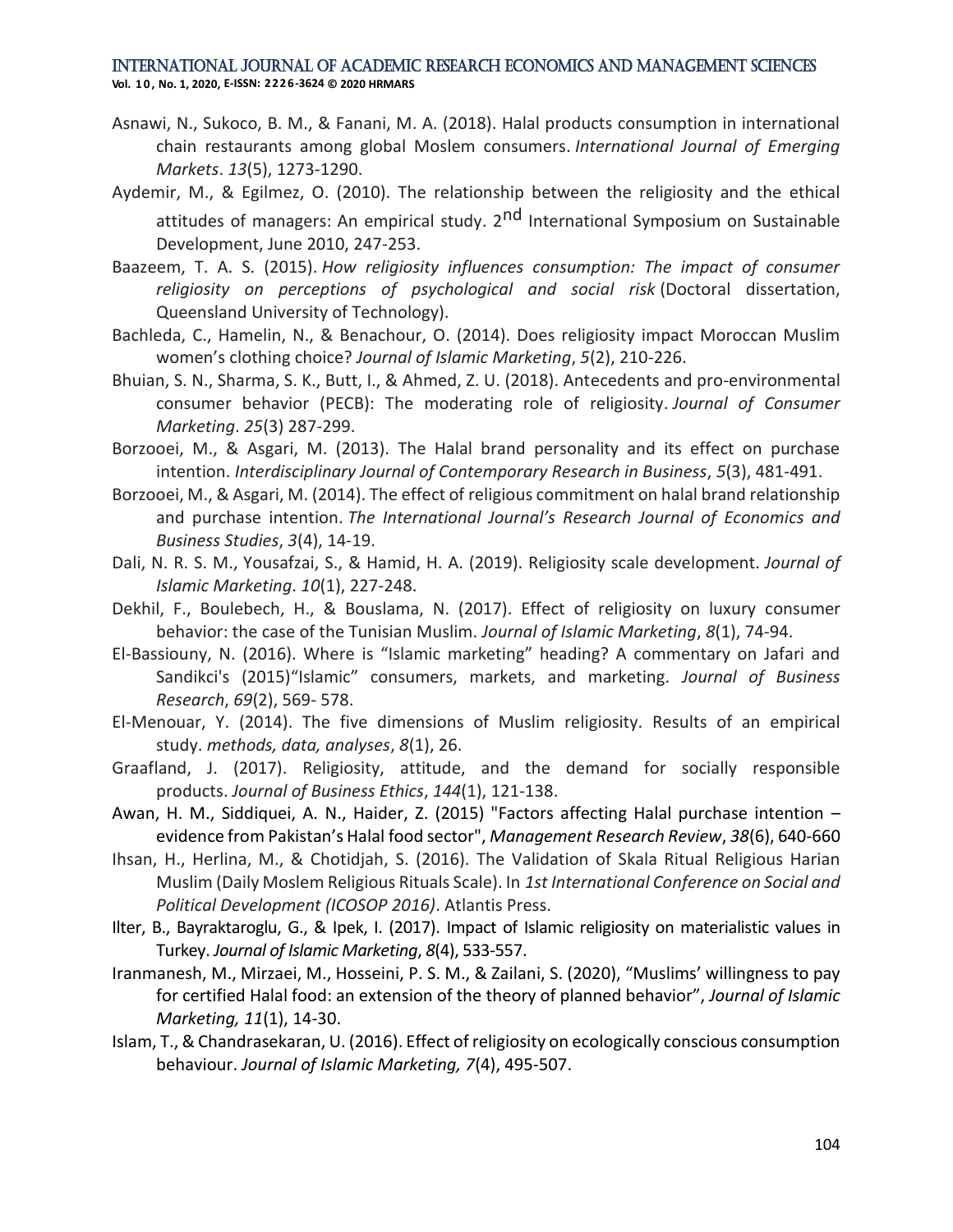Asnawi, N., Sukoco, B. M., & Fanani, M. A. (2018). Halal products consumption in international chain restaurants among global Moslem consumers. *International Journal of Emerging Markets*. *13*(5), 1273-1290.

Aydemir, M., & Egilmez, O. (2010). The relationship between the religiosity and the ethical attitudes of managers: An empirical study. 2nd International Symposium on Sustainable Development, June 2010, 247-253.

Baazeem, T. A. S. (2015). *How religiosity influences consumption: The impact of consumer religiosity on perceptions of psychological and social risk* (Doctoral dissertation, Queensland University of Technology).

Bachleda, C., Hamelin, N., & Benachour, O. (2014). Does religiosity impact Moroccan Muslim women's clothing choice? *Journal of Islamic Marketing*, *5*(2), 210-226.

Bhuian, S. N., Sharma, S. K., Butt, I., & Ahmed, Z. U. (2018). Antecedents and pro-environmental consumer behavior (PECB): The moderating role of religiosity. *Journal of Consumer Marketing*. *25*(3) 287-299.

Borzooei, M., & Asgari, M. (2013). The Halal brand personality and its effect on purchase intention. *Interdisciplinary Journal of Contemporary Research in Business*, *5*(3), 481-491.

Borzooei, M., & Asgari, M. (2014). The effect of religious commitment on halal brand relationship and purchase intention. *The International Journal's Research Journal of Economics and Business Studies*, *3*(4), 14-19.

Dali, N. R. S. M., Yousafzai, S., & Hamid, H. A. (2019). Religiosity scale development. *Journal of Islamic Marketing*. *10*(1), 227-248.

Dekhil, F., Boulebech, H., & Bouslama, N. (2017). Effect of religiosity on luxury consumer behavior: the case of the Tunisian Muslim. *Journal of Islamic Marketing*, *8*(1), 74-94.

El-Bassiouny, N. (2016). Where is "Islamic marketing" heading? A commentary on Jafari and Sandikci's (2015)"Islamic" consumers, markets, and marketing. *Journal of Business Research*, *69*(2), 569- 578.

El-Menouar, Y. (2014). The five dimensions of Muslim religiosity. Results of an empirical study. *methods, data, analyses*, *8*(1), 26.

Graafland, J. (2017). Religiosity, attitude, and the demand for socially responsible products. *Journal of Business Ethics*, *144*(1), 121-138.

Awan, H. M., Siddiquei, A. N., Haider, Z. (2015) "Factors affecting Halal purchase intention – evidence from Pakistan's Halal food sector", *Management Research Review*, *38*(6), 640-660

Ihsan, H., Herlina, M., & Chotidjah, S. (2016). The Validation of Skala Ritual Religious Harian Muslim (Daily Moslem Religious Rituals Scale). In *1st International Conference on Social and Political Development (ICOSOP 2016)*. Atlantis Press.

Ilter, B., Bayraktaroglu, G., & Ipek, I. (2017). Impact of Islamic religiosity on materialistic values in Turkey. *Journal of Islamic Marketing*, *8*(4), 533-557.

Iranmanesh, M., Mirzaei, M., Hosseini, P. S. M., & Zailani, S. (2020), "Muslims' willingness to pay for certified Halal food: an extension of the theory of planned behavior", *Journal of Islamic Marketing, 11*(1), 14-30.

Islam, T., & Chandrasekaran, U. (2016). Effect of religiosity on ecologically conscious consumption behaviour. *Journal of Islamic Marketing, 7*(4), 495-507.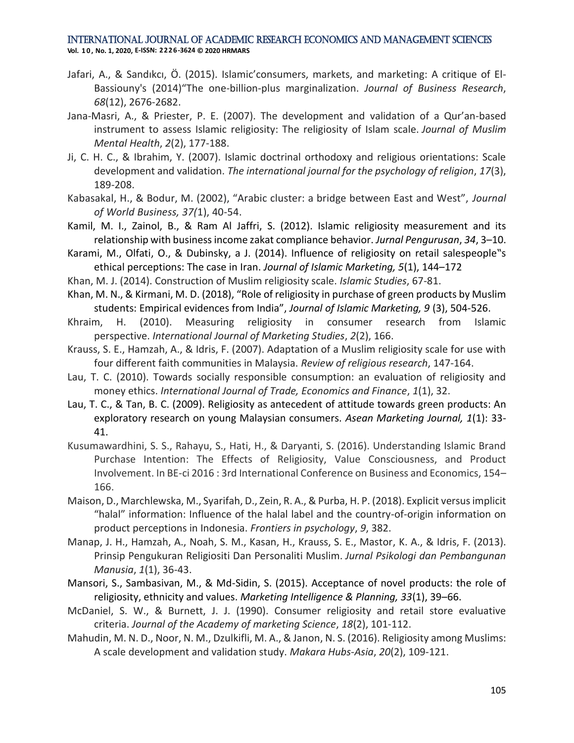Jafari, A., & Sandıkcı, Ö. (2015). Islamic'consumers, markets, and marketing: A critique of El-Bassiouny's (2014)"The one-billion-plus marginalization. *Journal of Business Research*, *68*(12), 2676-2682.

Jana-Masri, A., & Priester, P. E. (2007). The development and validation of a Qur'an-based instrument to assess Islamic religiosity: The religiosity of Islam scale. *Journal of Muslim Mental Health*, *2*(2), 177-188.

Ji, C. H. C., & Ibrahim, Y. (2007). Islamic doctrinal orthodoxy and religious orientations: Scale development and validation. *The international journal for the psychology of religion*, *17*(3), 189-208.

Kabasakal, H., & Bodur, M. (2002), "Arabic cluster: a bridge between East and West", *Journal of World Business, 37(*1), 40-54.

Kamil, M. I., Zainol, B., & Ram Al Jaffri, S. (2012). Islamic religiosity measurement and its relationship with business income zakat compliance behavior. *Jurnal Pengurusan*, *34*, 3–10.

Karami, M., Olfati, O., & Dubinsky, a J. (2014). Influence of religiosity on retail salespeople‟s ethical perceptions: The case in Iran. *Journal of Islamic Marketing, 5*(1), 144–172

Khan, M. J. (2014). Construction of Muslim religiosity scale. *Islamic Studies*, 67-81.

Khan, M. N., & Kirmani, M. D. (2018), "Role of religiosity in purchase of green products by Muslim students: Empirical evidences from India", *Journal of Islamic Marketing, 9* (3), 504-526.

Khraim, H. (2010). Measuring religiosity in consumer research from Islamic perspective. *International Journal of Marketing Studies*, *2*(2), 166.

Krauss, S. E., Hamzah, A., & Idris, F. (2007). Adaptation of a Muslim religiosity scale for use with four different faith communities in Malaysia. *Review of religious research*, 147-164.

Lau, T. C. (2010). Towards socially responsible consumption: an evaluation of religiosity and money ethics. *International Journal of Trade, Economics and Finance*, *1*(1), 32.

Lau, T. C., & Tan, B. C. (2009). Religiosity as antecedent of attitude towards green products: An exploratory research on young Malaysian consumers. *Asean Marketing Journal, 1*(1): 33-41.

Kusumawardhini, S. S., Rahayu, S., Hati, H., & Daryanti, S. (2016). Understanding Islamic Brand Purchase Intention: The Effects of Religiosity, Value Consciousness, and Product Involvement. In BE-ci 2016 : 3rd International Conference on Business and Economics, 154–166.

Maison, D., Marchlewska, M., Syarifah, D., Zein, R. A., & Purba, H. P. (2018). Explicit versus implicit "halal" information: Influence of the halal label and the country-of-origin information on product perceptions in Indonesia. *Frontiers in psychology*, *9*, 382.

Manap, J. H., Hamzah, A., Noah, S. M., Kasan, H., Krauss, S. E., Mastor, K. A., & Idris, F. (2013). Prinsip Pengukuran Religiositi Dan Personaliti Muslim. *Jurnal Psikologi dan Pembangunan Manusia*, *1*(1), 36-43.

Mansori, S., Sambasivan, M., & Md-Sidin, S. (2015). Acceptance of novel products: the role of religiosity, ethnicity and values. *Marketing Intelligence & Planning, 33*(1), 39–66.

McDaniel, S. W., & Burnett, J. J. (1990). Consumer religiosity and retail store evaluative criteria. *Journal of the Academy of marketing Science*, *18*(2), 101-112.

Mahudin, M. N. D., Noor, N. M., Dzulkifli, M. A., & Janon, N. S. (2016). Religiosity among Muslims: A scale development and validation study. *Makara Hubs-Asia*, *20*(2), 109-121.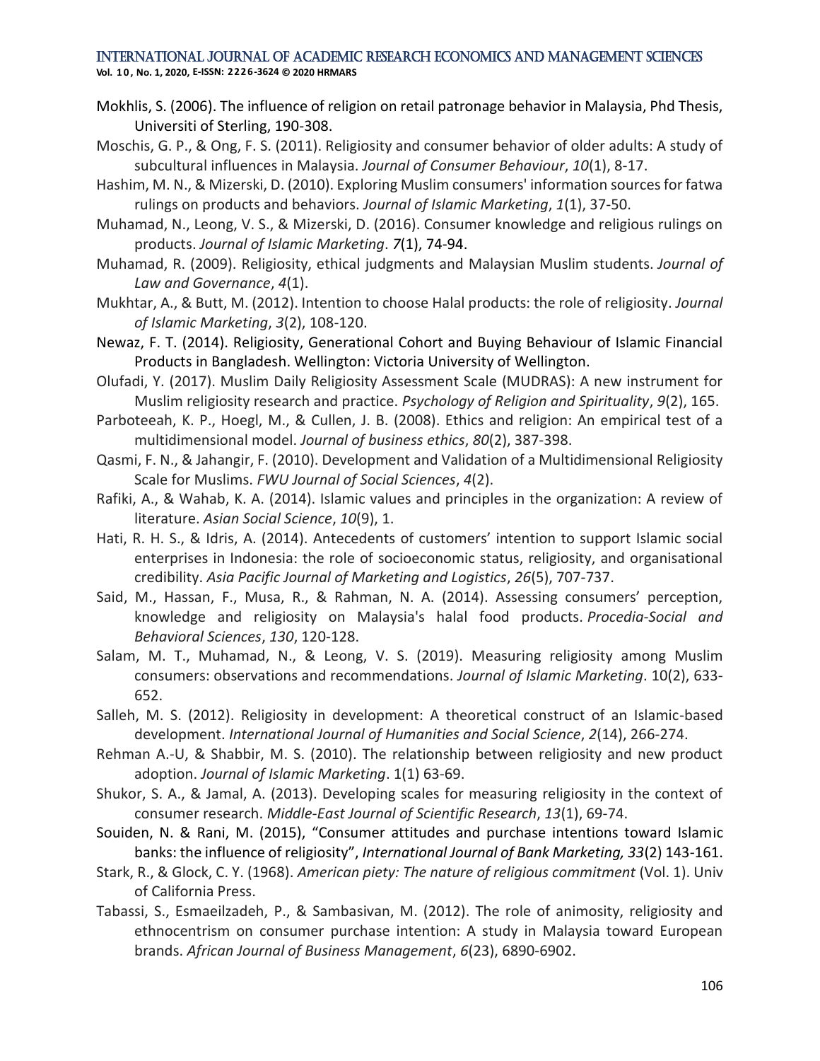Mokhlis, S. (2006). The influence of religion on retail patronage behavior in Malaysia, Phd Thesis, Universiti of Sterling, 190-308.

Moschis, G. P., & Ong, F. S. (2011). Religiosity and consumer behavior of older adults: A study of subcultural influences in Malaysia. *Journal of Consumer Behaviour*, *10*(1), 8-17.

Hashim, M. N., & Mizerski, D. (2010). Exploring Muslim consumers' information sources for fatwa rulings on products and behaviors. *Journal of Islamic Marketing*, *1*(1), 37-50.

Muhamad, N., Leong, V. S., & Mizerski, D. (2016). Consumer knowledge and religious rulings on products. *Journal of Islamic Marketing*. *7*(1), 74-94.

Muhamad, R. (2009). Religiosity, ethical judgments and Malaysian Muslim students. *Journal of Law and Governance*, *4*(1).

Mukhtar, A., & Butt, M. (2012). Intention to choose Halal products: the role of religiosity. *Journal of Islamic Marketing*, *3*(2), 108-120.

Newaz, F. T. (2014). Religiosity, Generational Cohort and Buying Behaviour of Islamic Financial Products in Bangladesh. Wellington: Victoria University of Wellington.

Olufadi, Y. (2017). Muslim Daily Religiosity Assessment Scale (MUDRAS): A new instrument for Muslim religiosity research and practice. *Psychology of Religion and Spirituality*, *9*(2), 165.

Parboteeah, K. P., Hoegl, M., & Cullen, J. B. (2008). Ethics and religion: An empirical test of a multidimensional model. *Journal of business ethics*, *80*(2), 387-398.

Qasmi, F. N., & Jahangir, F. (2010). Development and Validation of a Multidimensional Religiosity Scale for Muslims. *FWU Journal of Social Sciences*, *4*(2).

Rafiki, A., & Wahab, K. A. (2014). Islamic values and principles in the organization: A review of literature. *Asian Social Science*, *10*(9), 1.

Hati, R. H. S., & Idris, A. (2014). Antecedents of customers' intention to support Islamic social enterprises in Indonesia: the role of socioeconomic status, religiosity, and organisational credibility. *Asia Pacific Journal of Marketing and Logistics*, *26*(5), 707-737.

Said, M., Hassan, F., Musa, R., & Rahman, N. A. (2014). Assessing consumers' perception, knowledge and religiosity on Malaysia's halal food products. *Procedia-Social and Behavioral Sciences*, *130*, 120-128.

Salam, M. T., Muhamad, N., & Leong, V. S. (2019). Measuring religiosity among Muslim consumers: observations and recommendations. *Journal of Islamic Marketing*. 10(2), 633-652.

Salleh, M. S. (2012). Religiosity in development: A theoretical construct of an Islamic-based development. *International Journal of Humanities and Social Science*, *2*(14), 266-274.

Rehman A.-U, & Shabbir, M. S. (2010). The relationship between religiosity and new product adoption. *Journal of Islamic Marketing*. 1(1) 63-69.

Shukor, S. A., & Jamal, A. (2013). Developing scales for measuring religiosity in the context of consumer research. *Middle-East Journal of Scientific Research*, *13*(1), 69-74.

Souiden, N. & Rani, M. (2015), "Consumer attitudes and purchase intentions toward Islamic banks: the influence of religiosity", *International Journal of Bank Marketing, 33*(2) 143-161.

Stark, R., & Glock, C. Y. (1968). *American piety: The nature of religious commitment* (Vol. 1). Univ of California Press.

Tabassi, S., Esmaeilzadeh, P., & Sambasivan, M. (2012). The role of animosity, religiosity and ethnocentrism on consumer purchase intention: A study in Malaysia toward European brands. *African Journal of Business Management*, *6*(23), 6890-6902.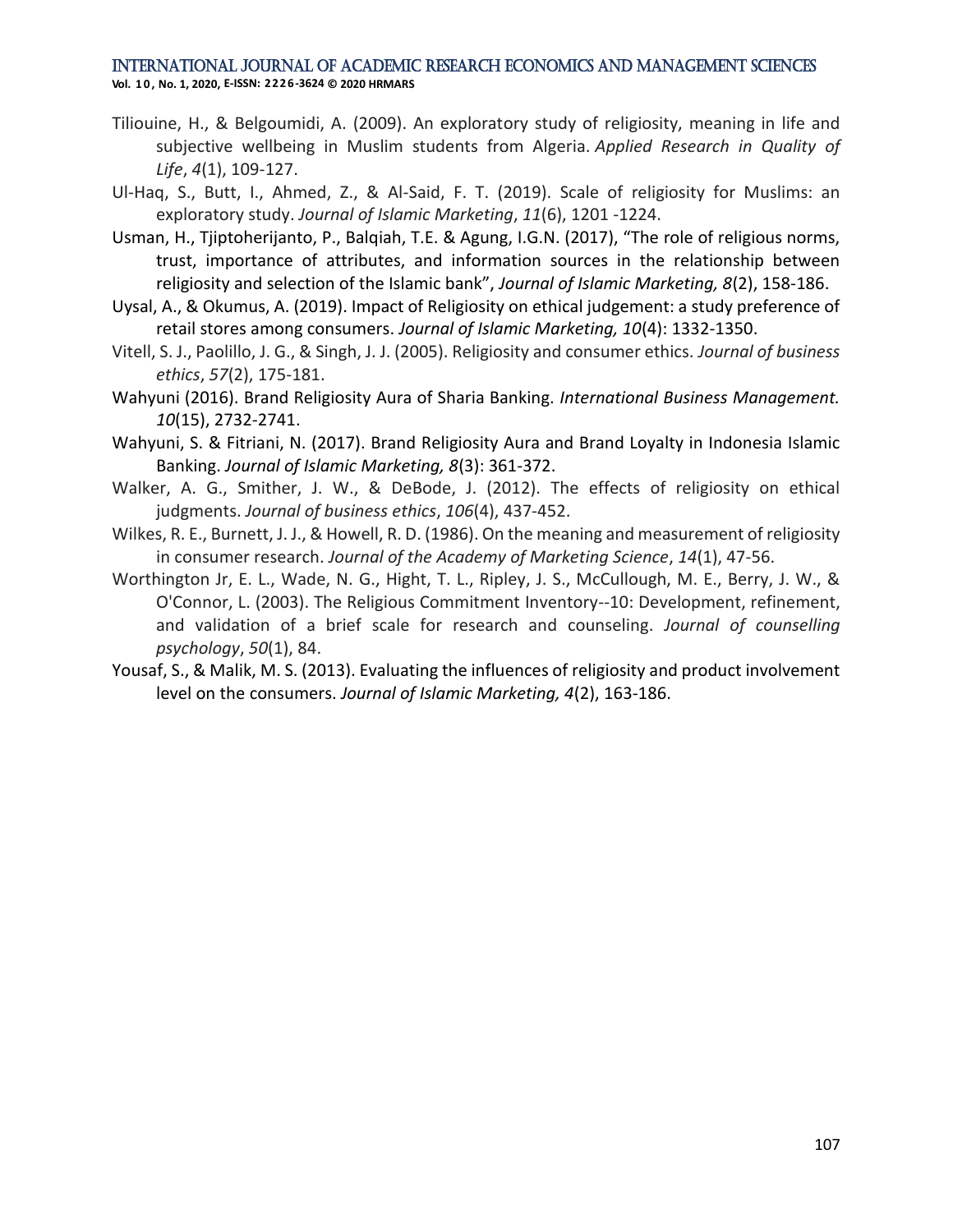Tiliouine, H., & Belgoumidi, A. (2009). An exploratory study of religiosity, meaning in life and subjective wellbeing in Muslim students from Algeria. *Applied Research in Quality of Life*, *4*(1), 109-127.

Ul-Haq, S., Butt, I., Ahmed, Z., & Al-Said, F. T. (2019). Scale of religiosity for Muslims: an exploratory study. *Journal of Islamic Marketing*, *11*(6), 1201 -1224.

Usman, H., Tjiptoherijanto, P., Balqiah, T.E. & Agung, I.G.N. (2017), "The role of religious norms, trust, importance of attributes, and information sources in the relationship between religiosity and selection of the Islamic bank", *Journal of Islamic Marketing, 8*(2), 158-186.

Uysal, A., & Okumus, A. (2019). Impact of Religiosity on ethical judgement: a study preference of retail stores among consumers. *Journal of Islamic Marketing, 10*(4): 1332-1350.

Vitell, S. J., Paolillo, J. G., & Singh, J. J. (2005). Religiosity and consumer ethics. *Journal of business ethics*, *57*(2), 175-181.

Wahyuni (2016). Brand Religiosity Aura of Sharia Banking. *International Business Management. 10*(15), 2732-2741.

Wahyuni, S. & Fitriani, N. (2017). Brand Religiosity Aura and Brand Loyalty in Indonesia Islamic Banking. *Journal of Islamic Marketing, 8*(3): 361-372.

Walker, A. G., Smither, J. W., & DeBode, J. (2012). The effects of religiosity on ethical judgments. *Journal of business ethics*, *106*(4), 437-452.

Wilkes, R. E., Burnett, J. J., & Howell, R. D. (1986). On the meaning and measurement of religiosity in consumer research. *Journal of the Academy of Marketing Science*, *14*(1), 47-56.

Worthington Jr, E. L., Wade, N. G., Hight, T. L., Ripley, J. S., McCullough, M. E., Berry, J. W., & O'Connor, L. (2003). The Religious Commitment Inventory--10: Development, refinement, and validation of a brief scale for research and counseling. *Journal of counselling psychology*, *50*(1), 84.

Yousaf, S., & Malik, M. S. (2013). Evaluating the influences of religiosity and product involvement level on the consumers. *Journal of Islamic Marketing, 4*(2), 163-186.